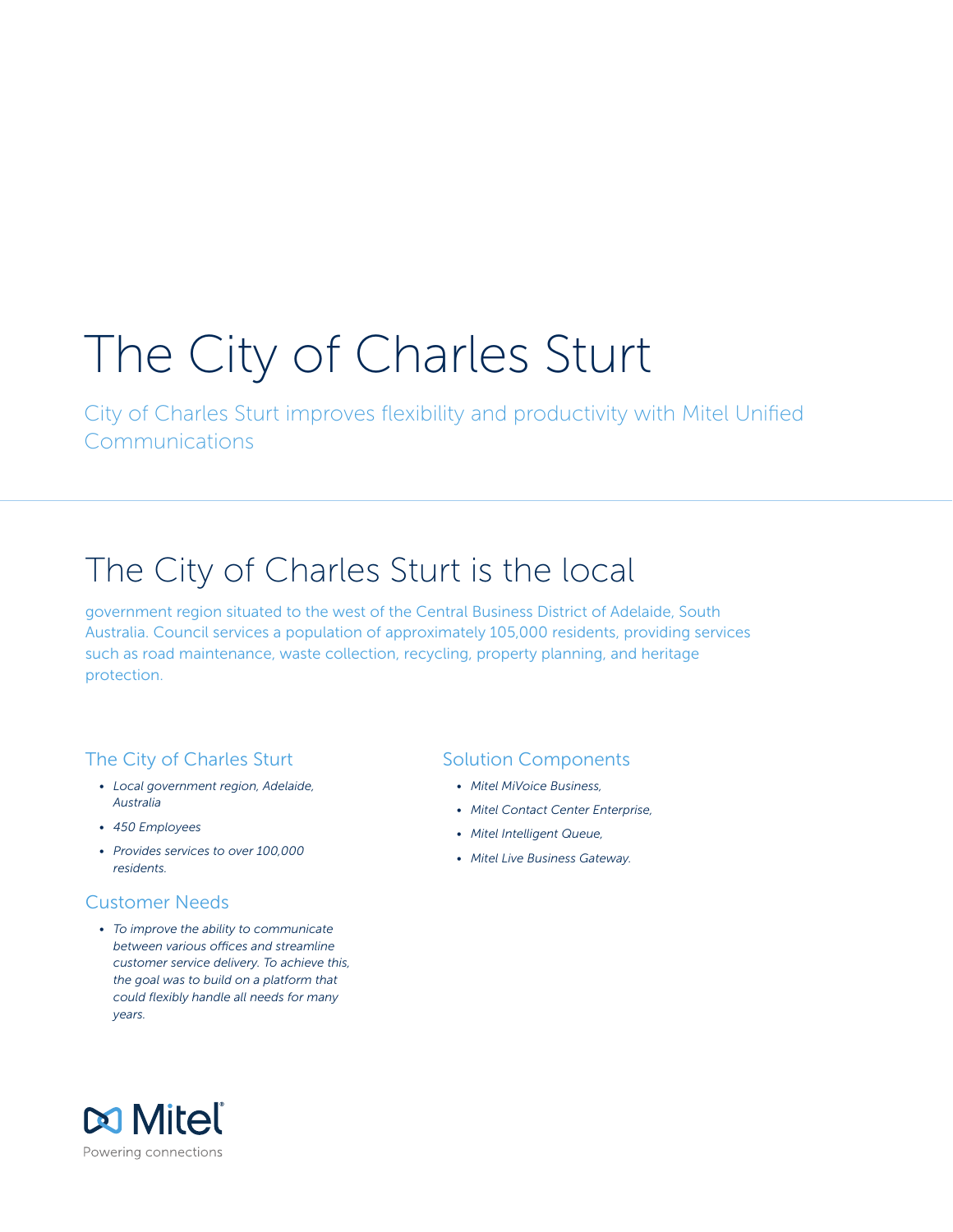# The City of Charles Sturt

City of Charles Sturt improves flexibility and productivity with Mitel Unified Communications

## The City of Charles Sturt is the local

government region situated to the west of the Central Business District of Adelaide, South Australia. Council services a population of approximately 105,000 residents, providing services such as road maintenance, waste collection, recycling, property planning, and heritage protection.

### The City of Charles Sturt

- *Local government region, Adelaide, Australia*
- *450 Employees*
- *Provides services to over 100,000 residents.*

### Customer Needs

- *To improve the ability to communicate between various offices and streamline customer service delivery. To achieve this, the goal was to build on a platform that could flexibly handle all needs for many years.*

### Solution Components

- *Mitel MiVoice Business,*
- *Mitel Contact Center Enterprise,*
- *Mitel Intelligent Queue,*
- *Mitel Live Business Gateway.*

Mitel
Powering connections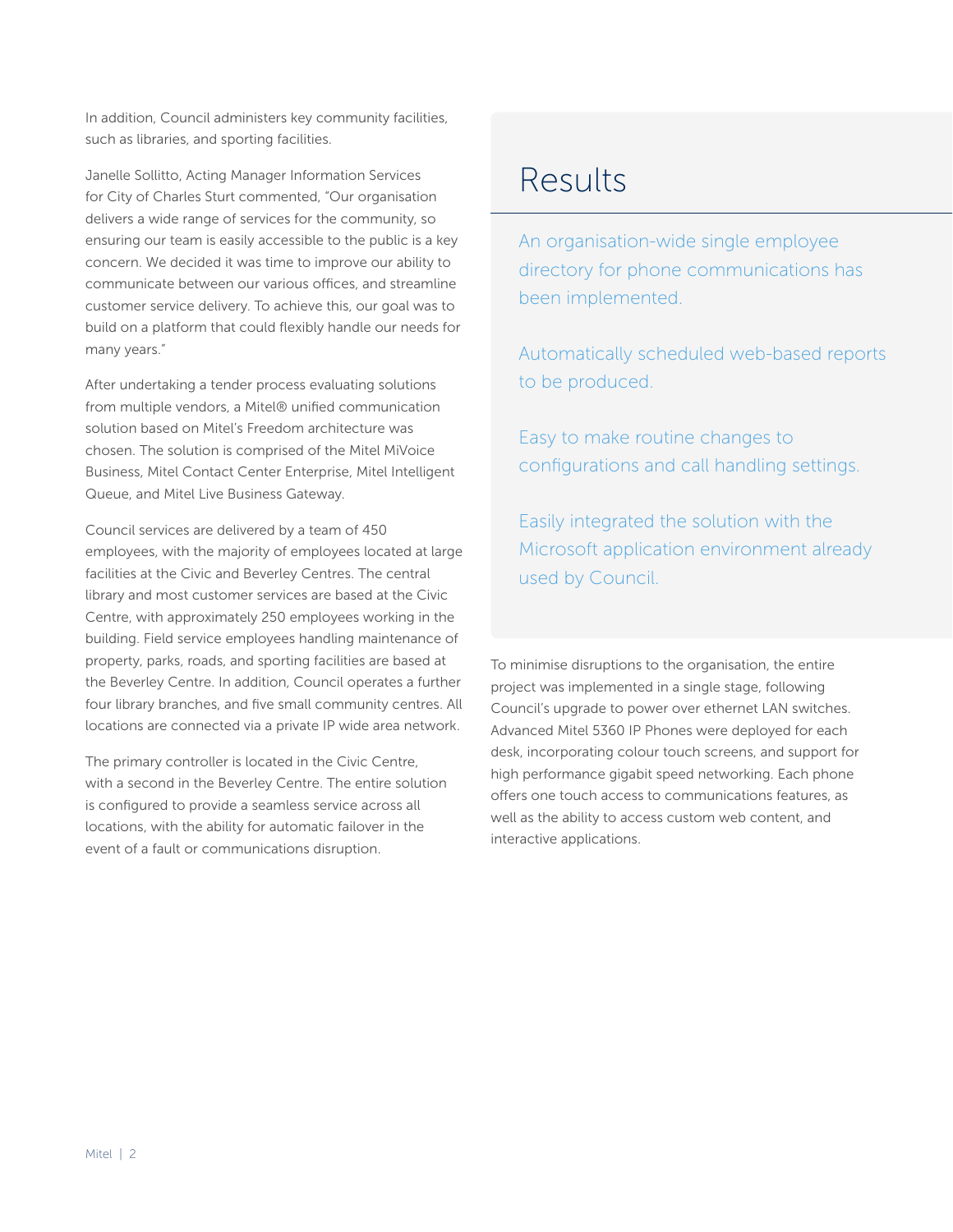In addition, Council administers key community facilities, such as libraries, and sporting facilities.

Janelle Sollitto, Acting Manager Information Services for City of Charles Sturt commented, "Our organisation delivers a wide range of services for the community, so ensuring our team is easily accessible to the public is a key concern. We decided it was time to improve our ability to communicate between our various offices, and streamline customer service delivery. To achieve this, our goal was to build on a platform that could flexibly handle our needs for many years."

After undertaking a tender process evaluating solutions from multiple vendors, a Mitel® unified communication solution based on Mitel's Freedom architecture was chosen. The solution is comprised of the Mitel MiVoice Business, Mitel Contact Center Enterprise, Mitel Intelligent Queue, and Mitel Live Business Gateway.

Council services are delivered by a team of 450 employees, with the majority of employees located at large facilities at the Civic and Beverley Centres. The central library and most customer services are based at the Civic Centre, with approximately 250 employees working in the building. Field service employees handling maintenance of property, parks, roads, and sporting facilities are based at the Beverley Centre. In addition, Council operates a further four library branches, and five small community centres. All locations are connected via a private IP wide area network.

The primary controller is located in the Civic Centre, with a second in the Beverley Centre. The entire solution is configured to provide a seamless service across all locations, with the ability for automatic failover in the event of a fault or communications disruption.

## Results

An organisation-wide single employee directory for phone communications has been implemented.

Automatically scheduled web-based reports to be produced.

Easy to make routine changes to configurations and call handling settings.

Easily integrated the solution with the Microsoft application environment already used by Council.

To minimise disruptions to the organisation, the entire project was implemented in a single stage, following Council's upgrade to power over ethernet LAN switches. Advanced Mitel 5360 IP Phones were deployed for each desk, incorporating colour touch screens, and support for high performance gigabit speed networking. Each phone offers one touch access to communications features, as well as the ability to access custom web content, and interactive applications.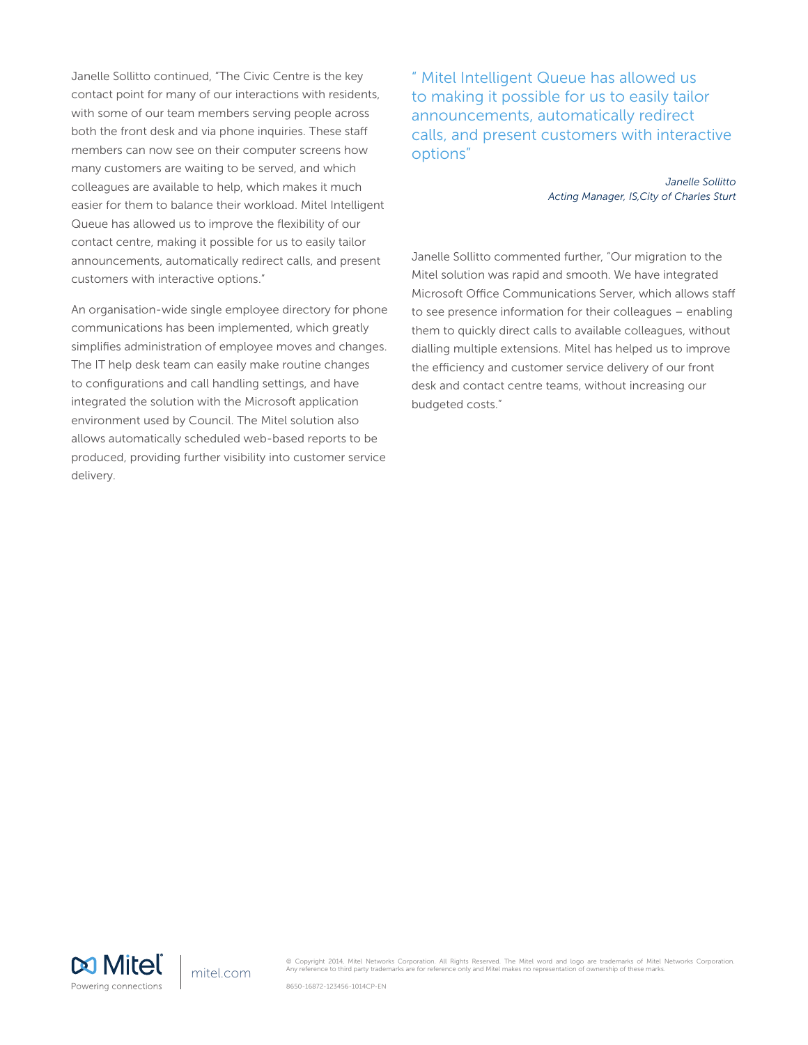Janelle Sollitto continued, "The Civic Centre is the key contact point for many of our interactions with residents, with some of our team members serving people across both the front desk and via phone inquiries. These staff members can now see on their computer screens how many customers are waiting to be served, and which colleagues are available to help, which makes it much easier for them to balance their workload. Mitel Intelligent Queue has allowed us to improve the flexibility of our contact centre, making it possible for us to easily tailor announcements, automatically redirect calls, and present customers with interactive options."

An organisation-wide single employee directory for phone communications has been implemented, which greatly simplifies administration of employee moves and changes. The IT help desk team can easily make routine changes to configurations and call handling settings, and have integrated the solution with the Microsoft application environment used by Council. The Mitel solution also allows automatically scheduled web-based reports to be produced, providing further visibility into customer service delivery.

> " Mitel Intelligent Queue has allowed us to making it possible for us to easily tailor announcements, automatically redirect calls, and present customers with interactive options"
>
> *Janelle Sollitto*
> *Acting Manager, IS,City of Charles Sturt*

Janelle Sollitto commented further, "Our migration to the Mitel solution was rapid and smooth. We have integrated Microsoft Office Communications Server, which allows staff to see presence information for their colleagues – enabling them to quickly direct calls to available colleagues, without dialling multiple extensions. Mitel has helped us to improve the efficiency and customer service delivery of our front desk and contact centre teams, without increasing our budgeted costs."

Mitel
Powering connections

mitel.com

© Copyright 2014, Mitel Networks Corporation. All Rights Reserved. The Mitel word and logo are trademarks of Mitel Networks Corporation. Any reference to third party trademarks are for reference only and Mitel makes no representation of ownership of these marks.

8650-16872-123456-1014CP-EN